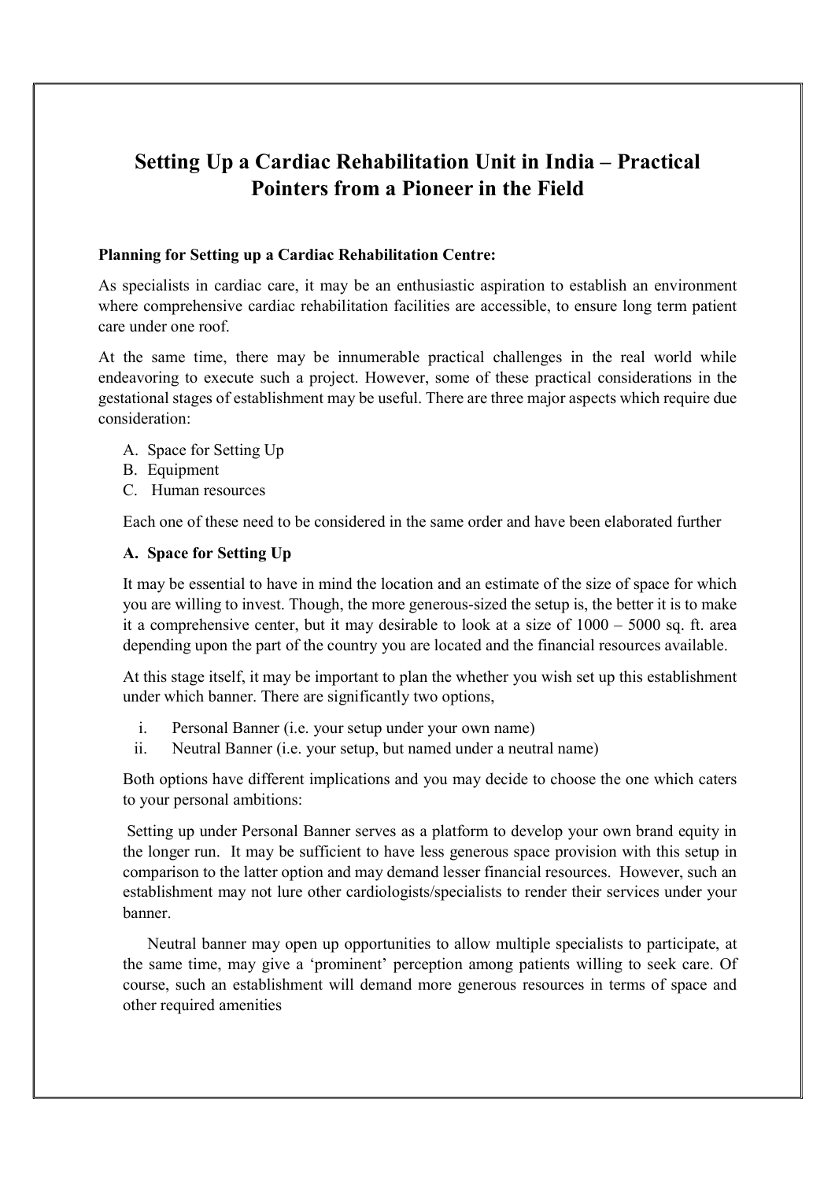# Setting Up a Cardiac Rehabilitation Unit in India – Practical Pointers from a Pioneer in the Field

**Planning for Setting up a Cardiac Rehabilitation Centre:**

As specialists in cardiac care, it may be an enthusiastic aspiration to establish an environment where comprehensive cardiac rehabilitation facilities are accessible, to ensure long term patient care under one roof.

At the same time, there may be innumerable practical challenges in the real world while endeavoring to execute such a project. However, some of these practical considerations in the gestational stages of establishment may be useful. There are three major aspects which require due consideration:

A. Space for Setting Up
B. Equipment
C. Human resources

Each one of these need to be considered in the same order and have been elaborated further

**A. Space for Setting Up**

It may be essential to have in mind the location and an estimate of the size of space for which you are willing to invest. Though, the more generous-sized the setup is, the better it is to make it a comprehensive center, but it may desirable to look at a size of 1000 – 5000 sq. ft. area depending upon the part of the country you are located and the financial resources available.

At this stage itself, it may be important to plan the whether you wish set up this establishment under which banner. There are significantly two options,

i. Personal Banner (i.e. your setup under your own name)
ii. Neutral Banner (i.e. your setup, but named under a neutral name)

Both options have different implications and you may decide to choose the one which caters to your personal ambitions:

Setting up under Personal Banner serves as a platform to develop your own brand equity in the longer run. It may be sufficient to have less generous space provision with this setup in comparison to the latter option and may demand lesser financial resources. However, such an establishment may not lure other cardiologists/specialists to render their services under your banner.

Neutral banner may open up opportunities to allow multiple specialists to participate, at the same time, may give a 'prominent' perception among patients willing to seek care. Of course, such an establishment will demand more generous resources in terms of space and other required amenities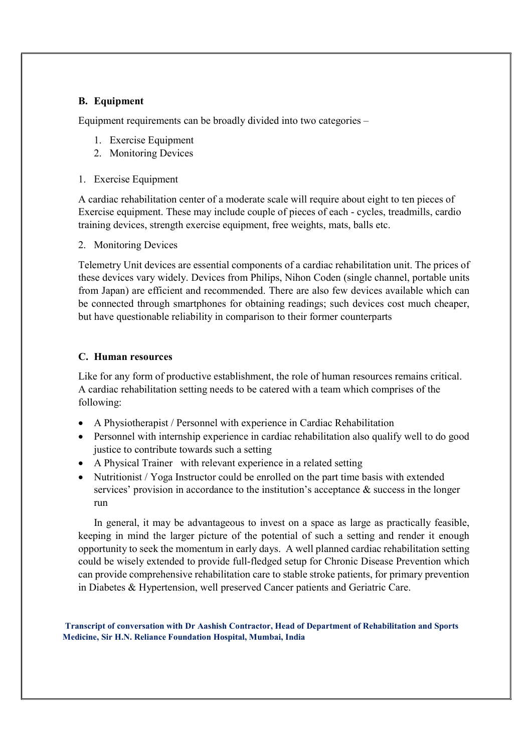### B. Equipment

Equipment requirements can be broadly divided into two categories –

1. Exercise Equipment
2. Monitoring Devices

1. Exercise Equipment

A cardiac rehabilitation center of a moderate scale will require about eight to ten pieces of Exercise equipment. These may include couple of pieces of each - cycles, treadmills, cardio training devices, strength exercise equipment, free weights, mats, balls etc.

2. Monitoring Devices

Telemetry Unit devices are essential components of a cardiac rehabilitation unit. The prices of these devices vary widely. Devices from Philips, Nihon Coden (single channel, portable units from Japan) are efficient and recommended. There are also few devices available which can be connected through smartphones for obtaining readings; such devices cost much cheaper, but have questionable reliability in comparison to their former counterparts

### C. Human resources

Like for any form of productive establishment, the role of human resources remains critical. A cardiac rehabilitation setting needs to be catered with a team which comprises of the following:

- A Physiotherapist / Personnel with experience in Cardiac Rehabilitation
- Personnel with internship experience in cardiac rehabilitation also qualify well to do good justice to contribute towards such a setting
- A Physical Trainer with relevant experience in a related setting
- Nutritionist / Yoga Instructor could be enrolled on the part time basis with extended services' provision in accordance to the institution's acceptance & success in the longer run

In general, it may be advantageous to invest on a space as large as practically feasible, keeping in mind the larger picture of the potential of such a setting and render it enough opportunity to seek the momentum in early days. A well planned cardiac rehabilitation setting could be wisely extended to provide full-fledged setup for Chronic Disease Prevention which can provide comprehensive rehabilitation care to stable stroke patients, for primary prevention in Diabetes & Hypertension, well preserved Cancer patients and Geriatric Care.

**Transcript of conversation with Dr Aashish Contractor, Head of Department of Rehabilitation and Sports Medicine, Sir H.N. Reliance Foundation Hospital, Mumbai, India**